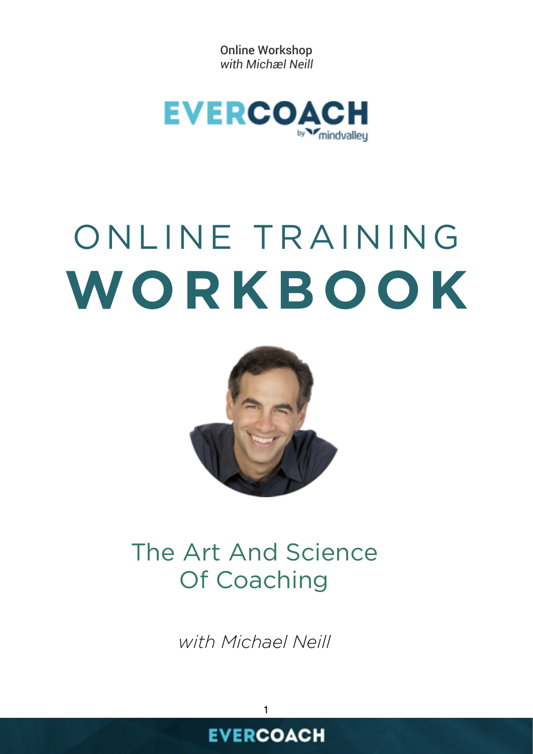Online Workshop
*with Michæl Neill*

EVERCOACH
by mindvalley

# ONLINE TRAINING WORKBOOK

## The Art And Science Of Coaching

*with Michael Neill*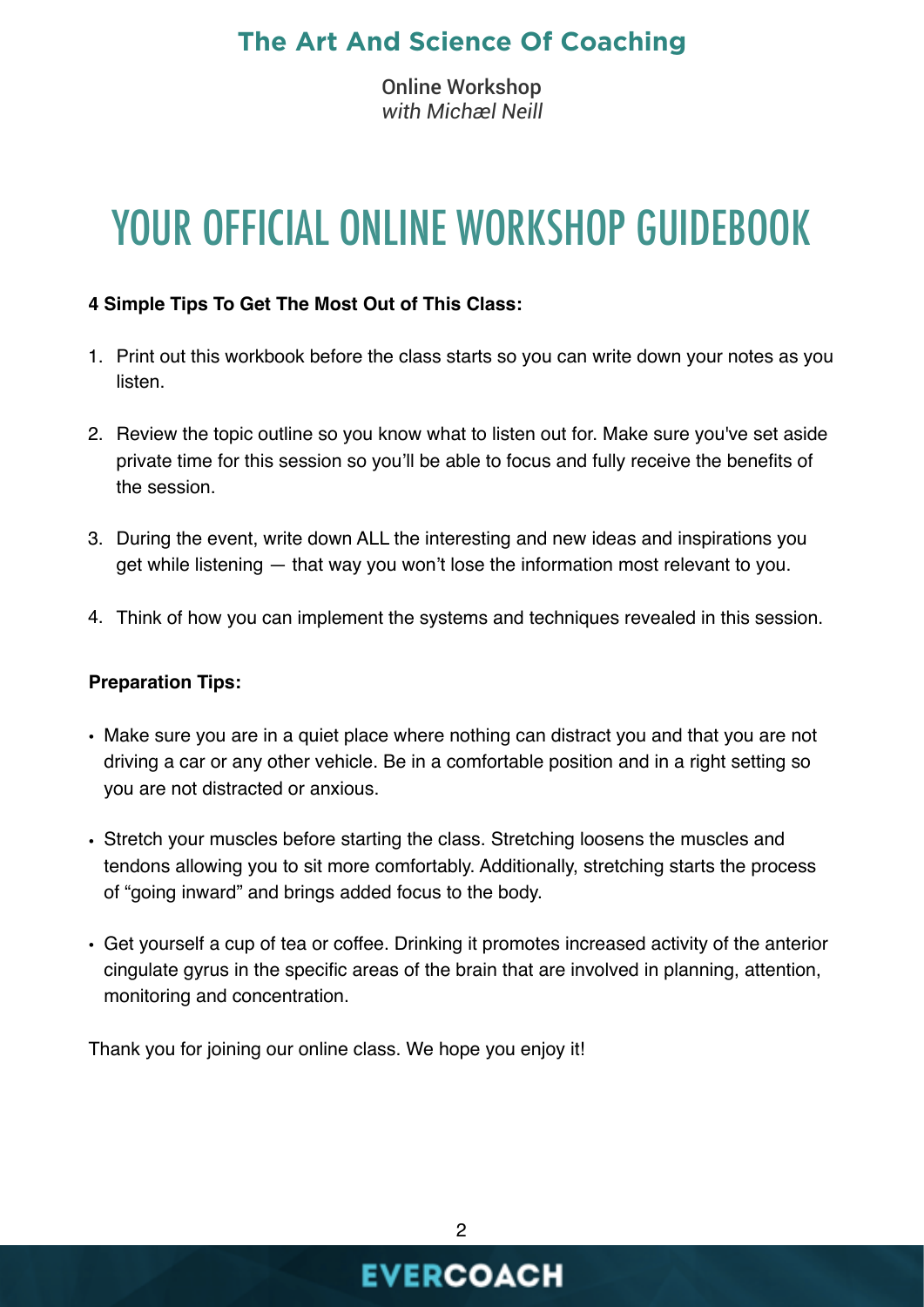# The Art And Science Of Coaching

Online Workshop
*with Michæl Neill*

# YOUR OFFICIAL ONLINE WORKSHOP GUIDEBOOK

**4 Simple Tips To Get The Most Out of This Class:**

1. Print out this workbook before the class starts so you can write down your notes as you listen.
2. Review the topic outline so you know what to listen out for. Make sure you've set aside private time for this session so you'll be able to focus and fully receive the benefits of the session.
3. During the event, write down ALL the interesting and new ideas and inspirations you get while listening — that way you won't lose the information most relevant to you.
4. Think of how you can implement the systems and techniques revealed in this session.

**Preparation Tips:**

- Make sure you are in a quiet place where nothing can distract you and that you are not driving a car or any other vehicle. Be in a comfortable position and in a right setting so you are not distracted or anxious.
- Stretch your muscles before starting the class. Stretching loosens the muscles and tendons allowing you to sit more comfortably. Additionally, stretching starts the process of "going inward" and brings added focus to the body.
- Get yourself a cup of tea or coffee. Drinking it promotes increased activity of the anterior cingulate gyrus in the specific areas of the brain that are involved in planning, attention, monitoring and concentration.

Thank you for joining our online class. We hope you enjoy it!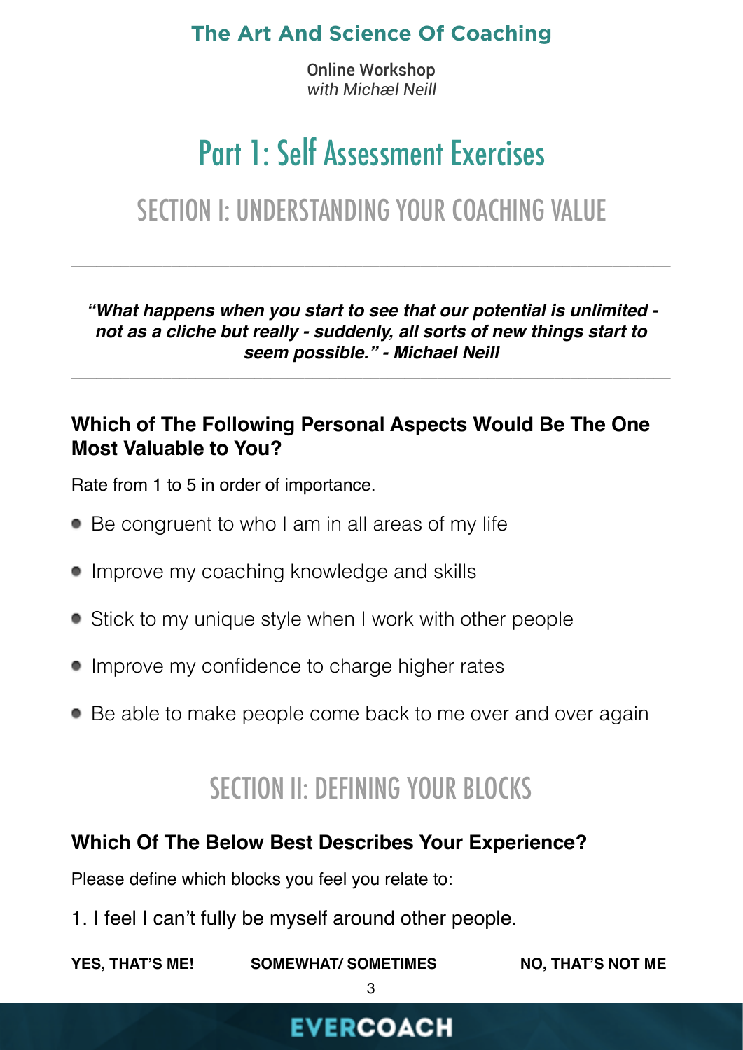# Part 1: Self Assessment Exercises

## SECTION I: UNDERSTANDING YOUR COACHING VALUE

---

***"What happens when you start to see that our potential is unlimited - not as a cliche but really - suddenly, all sorts of new things start to seem possible." - Michael Neill***

---

### Which of The Following Personal Aspects Would Be The One Most Valuable to You?

Rate from 1 to 5 in order of importance.

- Be congruent to who I am in all areas of my life
- Improve my coaching knowledge and skills
- Stick to my unique style when I work with other people
- Improve my confidence to charge higher rates
- Be able to make people come back to me over and over again

## SECTION II: DEFINING YOUR BLOCKS

### Which Of The Below Best Describes Your Experience?

Please define which blocks you feel you relate to:

1. I feel I can't fully be myself around other people.

**YES, THAT'S ME!** **SOMEWHAT/ SOMETIMES** **NO, THAT'S NOT ME**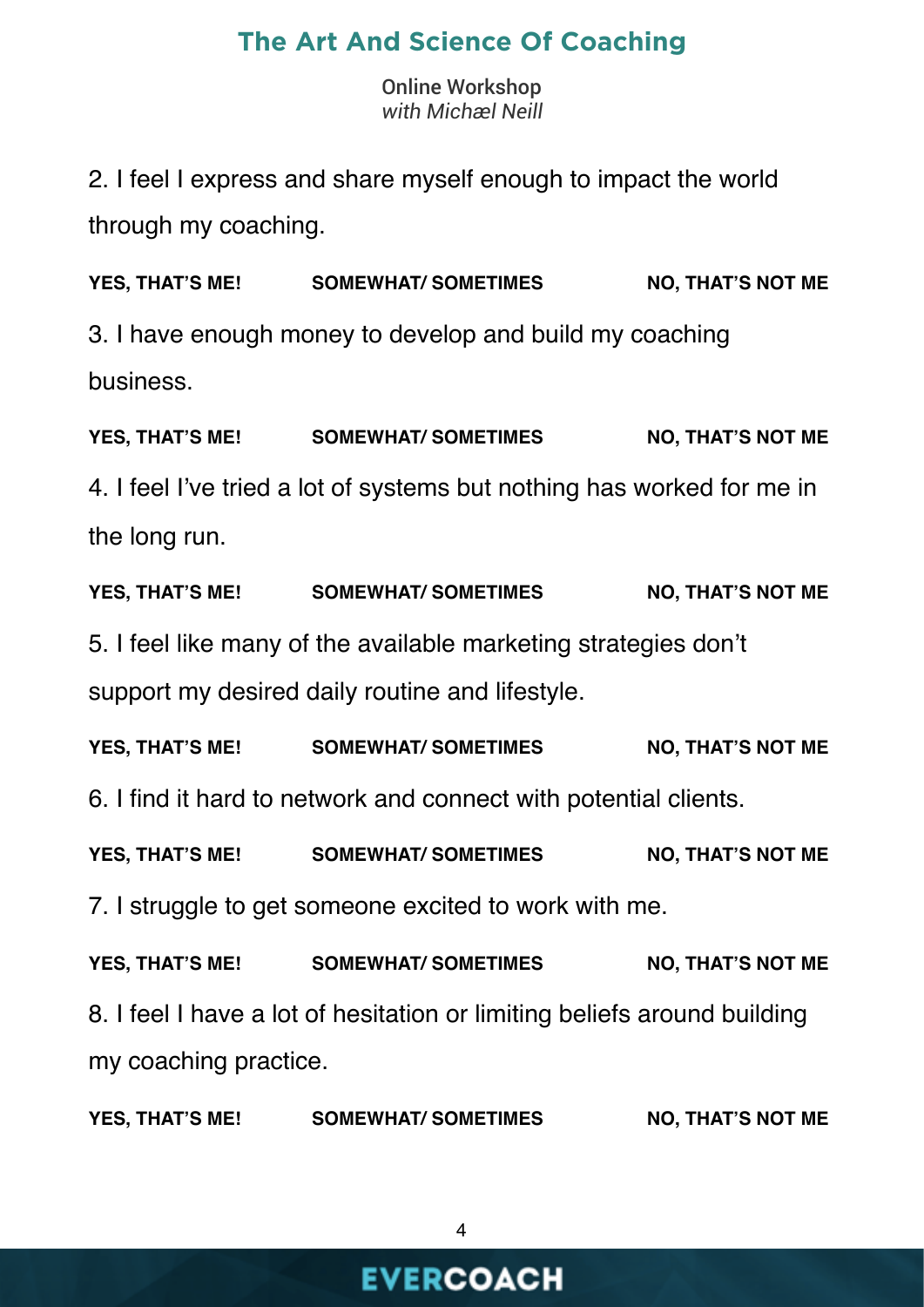2. I feel I express and share myself enough to impact the world through my coaching.

**YES, THAT'S ME!** **SOMEWHAT/ SOMETIMES** **NO, THAT'S NOT ME**

3. I have enough money to develop and build my coaching business.

**YES, THAT'S ME!** **SOMEWHAT/ SOMETIMES** **NO, THAT'S NOT ME**

4. I feel I've tried a lot of systems but nothing has worked for me in the long run.

**YES, THAT'S ME!** **SOMEWHAT/ SOMETIMES** **NO, THAT'S NOT ME**

5. I feel like many of the available marketing strategies don't support my desired daily routine and lifestyle.

**YES, THAT'S ME!** **SOMEWHAT/ SOMETIMES** **NO, THAT'S NOT ME**

6. I find it hard to network and connect with potential clients.

**YES, THAT'S ME!** **SOMEWHAT/ SOMETIMES** **NO, THAT'S NOT ME**

7. I struggle to get someone excited to work with me.

**YES, THAT'S ME!** **SOMEWHAT/ SOMETIMES** **NO, THAT'S NOT ME**

8. I feel I have a lot of hesitation or limiting beliefs around building my coaching practice.

**YES, THAT'S ME!** **SOMEWHAT/ SOMETIMES** **NO, THAT'S NOT ME**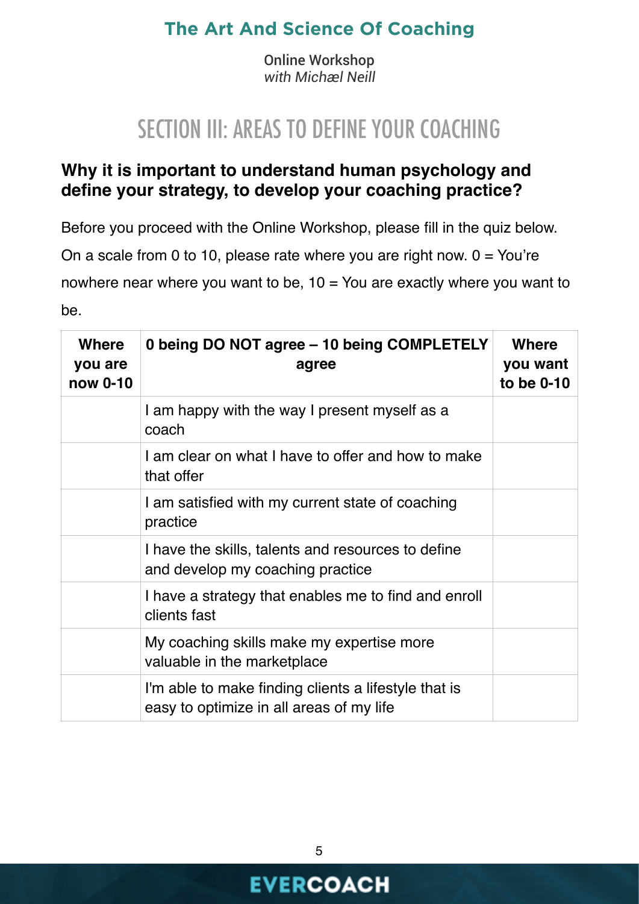## SECTION III: AREAS TO DEFINE YOUR COACHING

### Why it is important to understand human psychology and define your strategy, to develop your coaching practice?

Before you proceed with the Online Workshop, please fill in the quiz below.

On a scale from 0 to 10, please rate where you are right now. 0 = You're nowhere near where you want to be, 10 = You are exactly where you want to be.

| Where you are now 0-10 | 0 being DO NOT agree – 10 being COMPLETELY agree | Where you want to be 0-10 |
|---|---|---|
| | I am happy with the way I present myself as a coach | |
| | I am clear on what I have to offer and how to make that offer | |
| | I am satisfied with my current state of coaching practice | |
| | I have the skills, talents and resources to define and develop my coaching practice | |
| | I have a strategy that enables me to find and enroll clients fast | |
| | My coaching skills make my expertise more valuable in the marketplace | |
| | I'm able to make finding clients a lifestyle that is easy to optimize in all areas of my life | |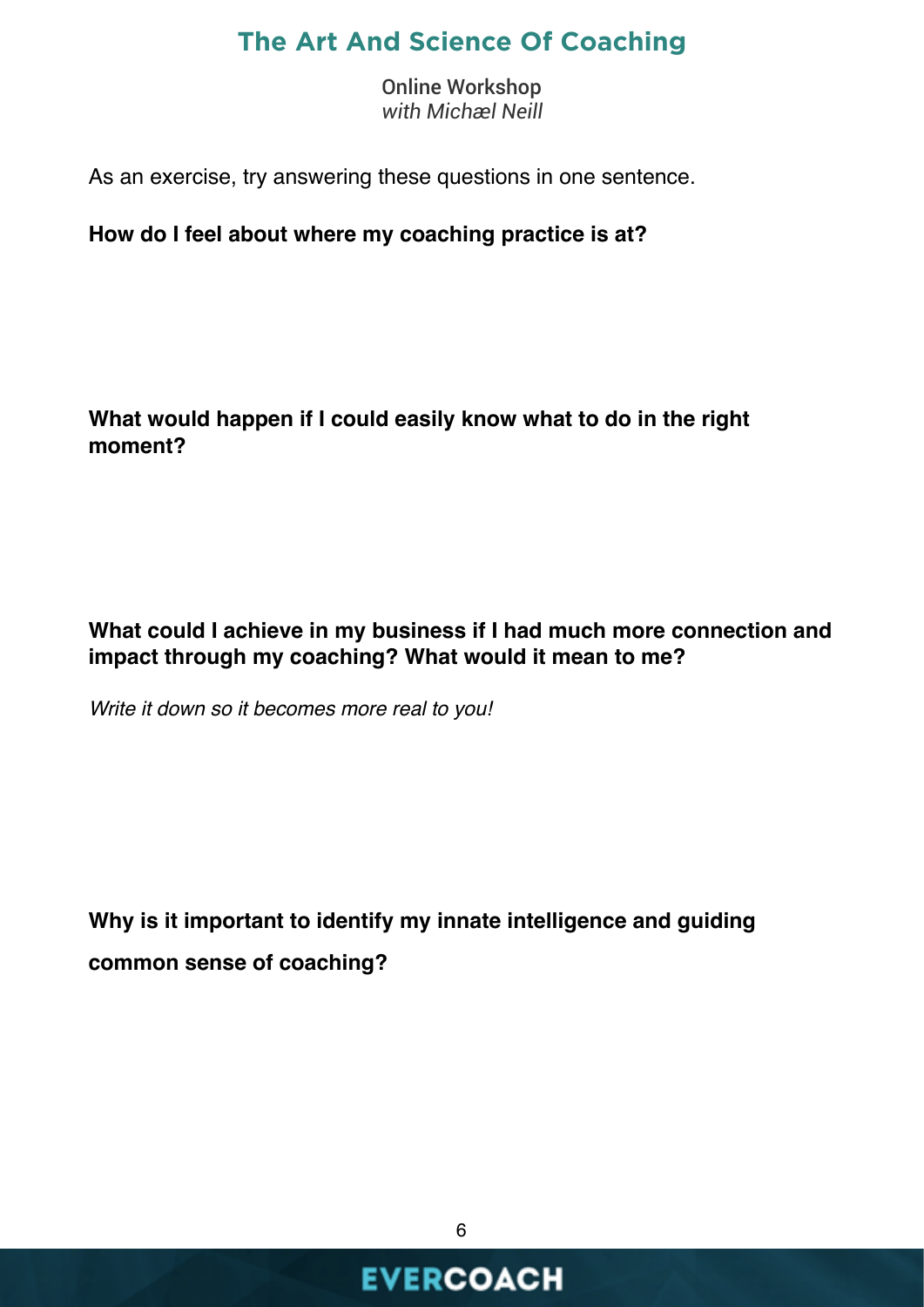As an exercise, try answering these questions in one sentence.

**How do I feel about where my coaching practice is at?**

**What would happen if I could easily know what to do in the right moment?**

**What could I achieve in my business if I had much more connection and impact through my coaching? What would it mean to me?**

*Write it down so it becomes more real to you!*

**Why is it important to identify my innate intelligence and guiding common sense of coaching?**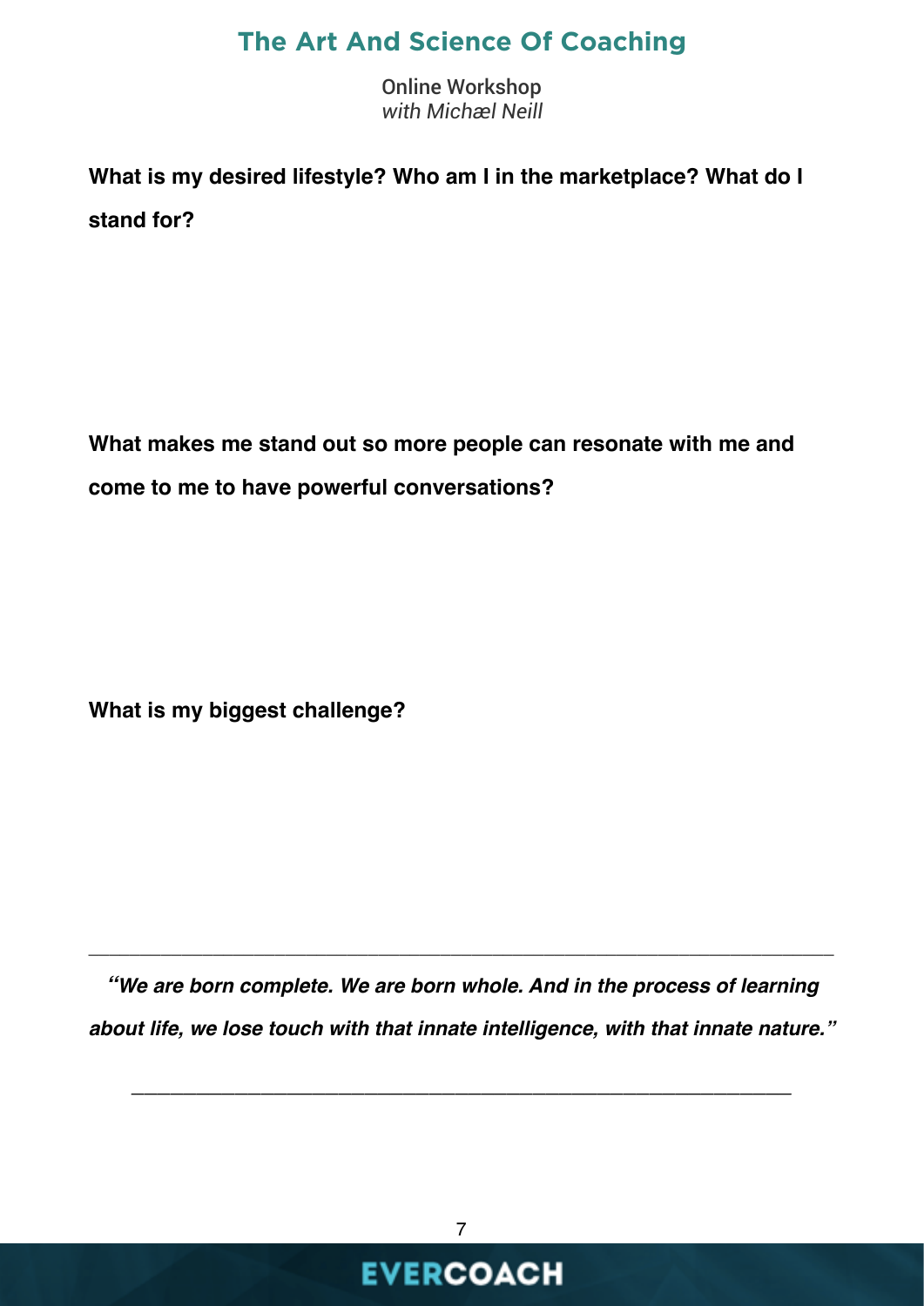**What is my desired lifestyle? Who am I in the marketplace? What do I stand for?**

**What makes me stand out so more people can resonate with me and come to me to have powerful conversations?**

**What is my biggest challenge?**

---

***"We are born complete. We are born whole. And in the process of learning about life, we lose touch with that innate intelligence, with that innate nature."***

---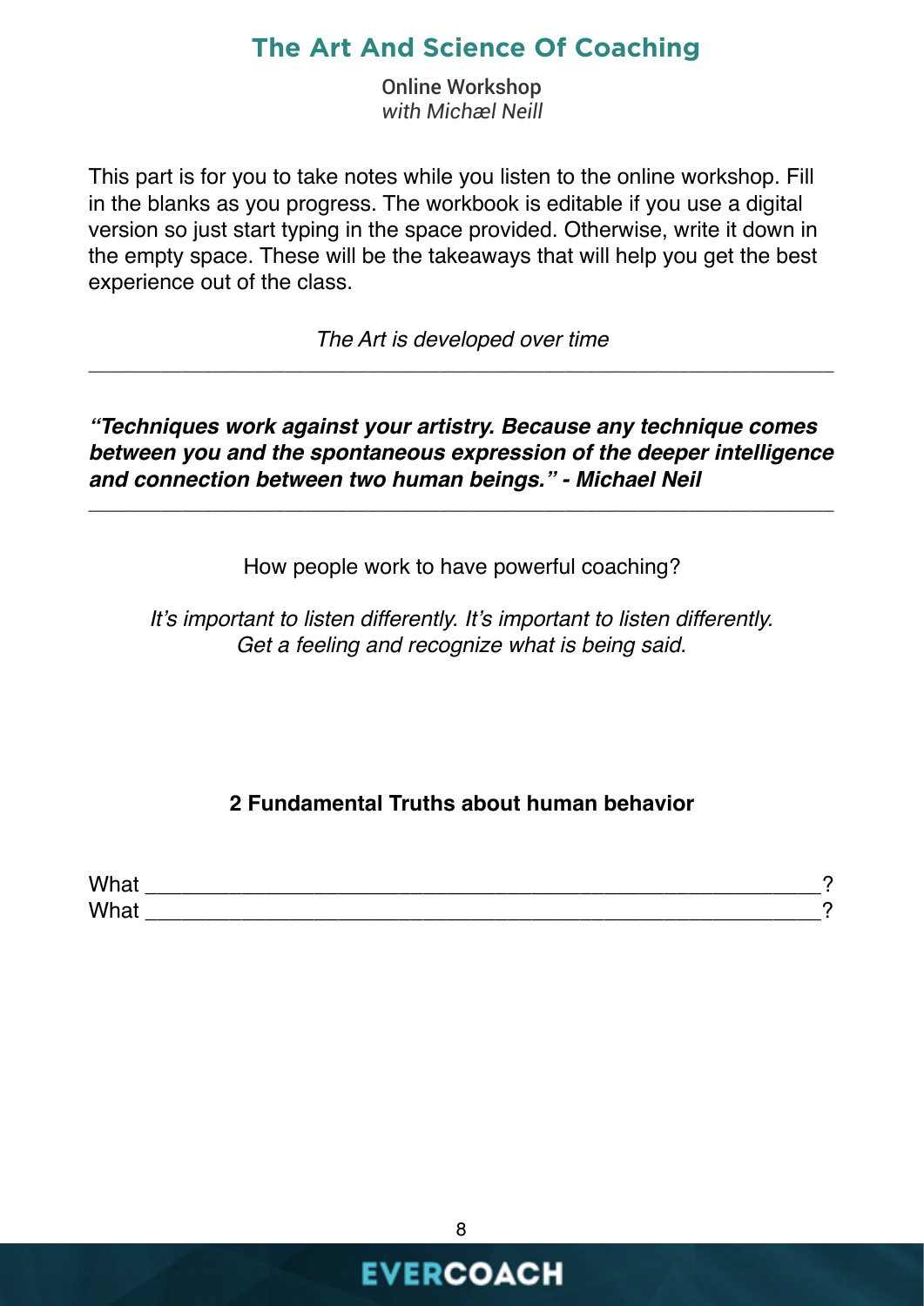## The Art And Science Of Coaching

**Online Workshop**
*with Michæl Neill*

This part is for you to take notes while you listen to the online workshop. Fill in the blanks as you progress. The workbook is editable if you use a digital version so just start typing in the space provided. Otherwise, write it down in the empty space. These will be the takeaways that will help you get the best experience out of the class.

*The Art is developed over time*

---

***"Techniques work against your artistry. Because any technique comes between you and the spontaneous expression of the deeper intelligence and connection between two human beings." - Michael Neil***

---

How people work to have powerful coaching?

*It's important to listen differently. It's important to listen differently. Get a feeling and recognize what is being said.*

### 2 Fundamental Truths about human behavior

What ____________________________________________________________?
What ____________________________________________________________?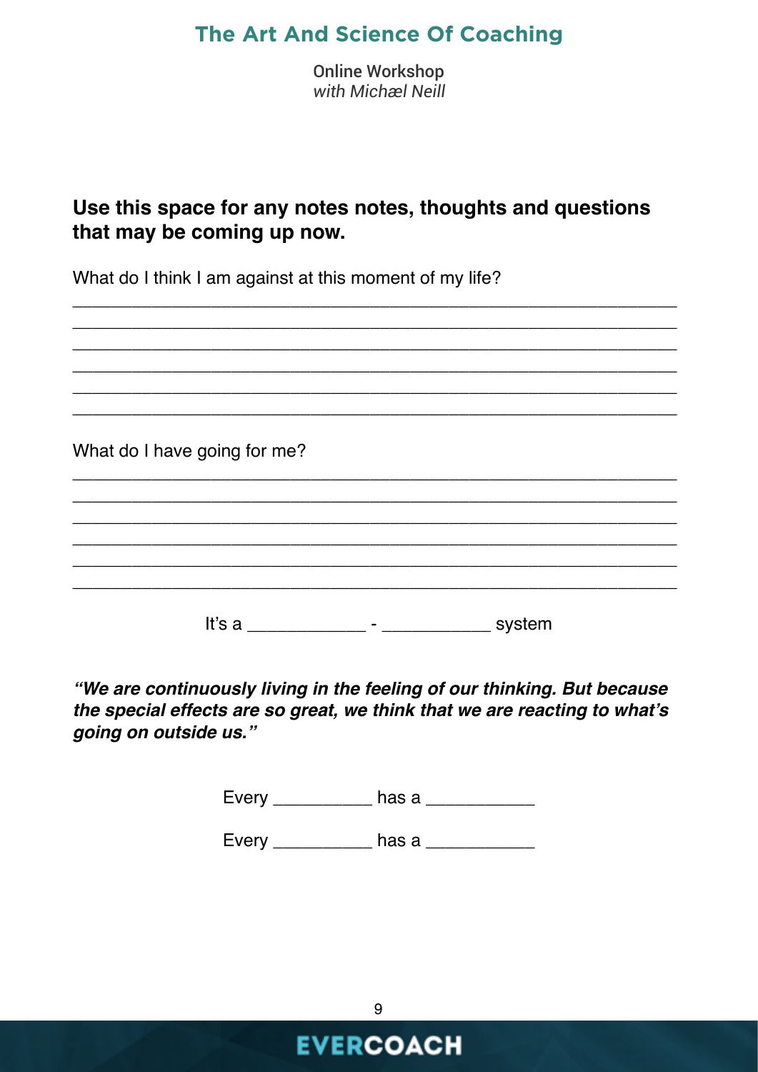**Use this space for any notes notes, thoughts and questions that may be coming up now.**

What do I think I am against at this moment of my life?

______________________________________________________________
______________________________________________________________
______________________________________________________________
______________________________________________________________
______________________________________________________________
______________________________________________________________

What do I have going for me?

______________________________________________________________
______________________________________________________________
______________________________________________________________
______________________________________________________________
______________________________________________________________
______________________________________________________________

It's a ____________ - ___________ system

***"We are continuously living in the feeling of our thinking. But because the special effects are so great, we think that we are reacting to what's going on outside us."***

Every __________ has a ___________

Every __________ has a ___________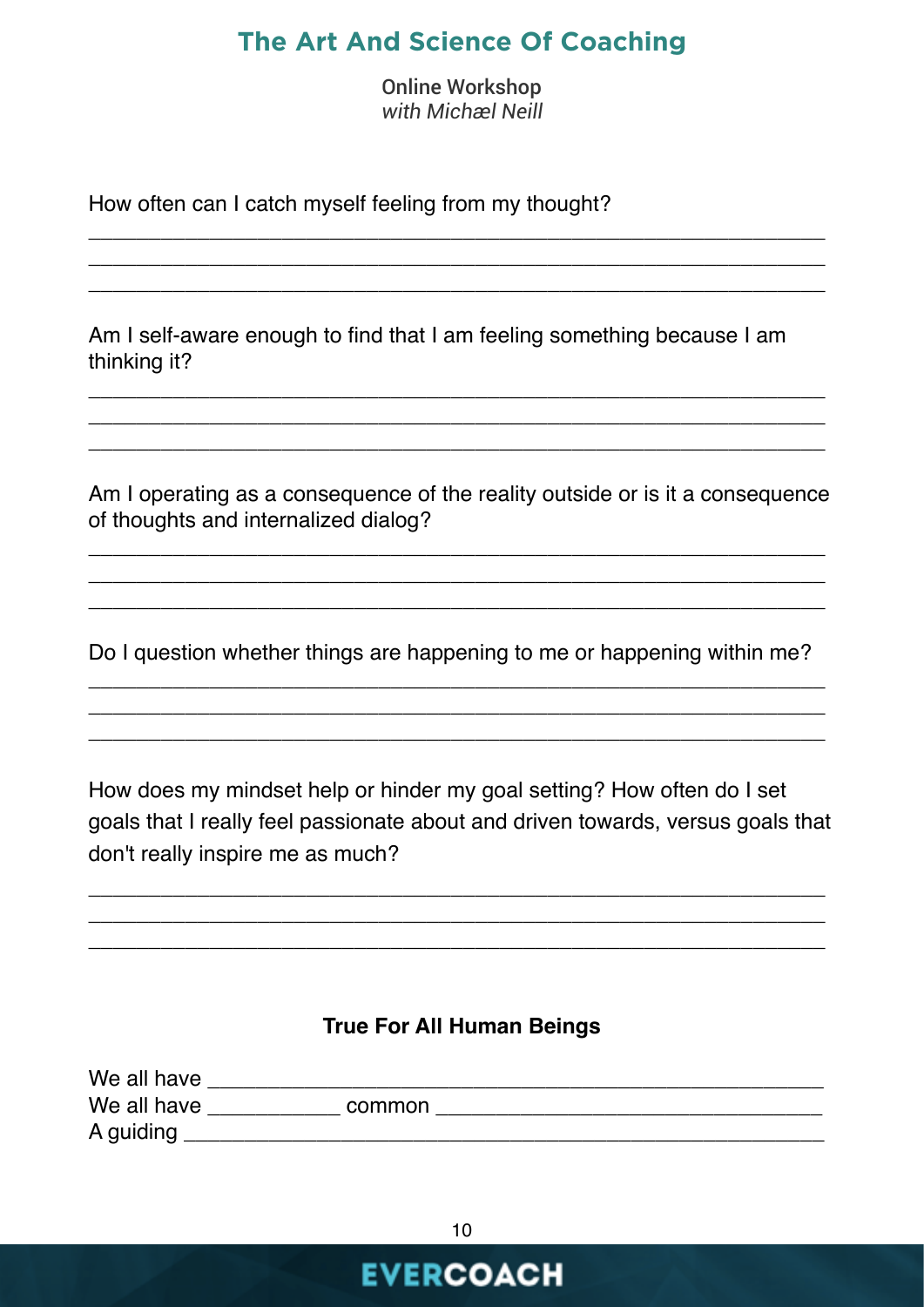How often can I catch myself feeling from my thought?

\_\_\_\_\_\_\_\_\_\_\_\_\_\_\_\_\_\_\_\_\_\_\_\_\_\_\_\_\_\_\_\_\_\_\_\_\_\_\_\_\_\_\_\_\_\_\_\_\_\_\_\_\_\_\_\_\_\_\_\_
\_\_\_\_\_\_\_\_\_\_\_\_\_\_\_\_\_\_\_\_\_\_\_\_\_\_\_\_\_\_\_\_\_\_\_\_\_\_\_\_\_\_\_\_\_\_\_\_\_\_\_\_\_\_\_\_\_\_\_\_
\_\_\_\_\_\_\_\_\_\_\_\_\_\_\_\_\_\_\_\_\_\_\_\_\_\_\_\_\_\_\_\_\_\_\_\_\_\_\_\_\_\_\_\_\_\_\_\_\_\_\_\_\_\_\_\_\_\_\_\_

Am I self-aware enough to find that I am feeling something because I am thinking it?

\_\_\_\_\_\_\_\_\_\_\_\_\_\_\_\_\_\_\_\_\_\_\_\_\_\_\_\_\_\_\_\_\_\_\_\_\_\_\_\_\_\_\_\_\_\_\_\_\_\_\_\_\_\_\_\_\_\_\_\_
\_\_\_\_\_\_\_\_\_\_\_\_\_\_\_\_\_\_\_\_\_\_\_\_\_\_\_\_\_\_\_\_\_\_\_\_\_\_\_\_\_\_\_\_\_\_\_\_\_\_\_\_\_\_\_\_\_\_\_\_
\_\_\_\_\_\_\_\_\_\_\_\_\_\_\_\_\_\_\_\_\_\_\_\_\_\_\_\_\_\_\_\_\_\_\_\_\_\_\_\_\_\_\_\_\_\_\_\_\_\_\_\_\_\_\_\_\_\_\_\_

Am I operating as a consequence of the reality outside or is it a consequence of thoughts and internalized dialog?

\_\_\_\_\_\_\_\_\_\_\_\_\_\_\_\_\_\_\_\_\_\_\_\_\_\_\_\_\_\_\_\_\_\_\_\_\_\_\_\_\_\_\_\_\_\_\_\_\_\_\_\_\_\_\_\_\_\_\_\_
\_\_\_\_\_\_\_\_\_\_\_\_\_\_\_\_\_\_\_\_\_\_\_\_\_\_\_\_\_\_\_\_\_\_\_\_\_\_\_\_\_\_\_\_\_\_\_\_\_\_\_\_\_\_\_\_\_\_\_\_
\_\_\_\_\_\_\_\_\_\_\_\_\_\_\_\_\_\_\_\_\_\_\_\_\_\_\_\_\_\_\_\_\_\_\_\_\_\_\_\_\_\_\_\_\_\_\_\_\_\_\_\_\_\_\_\_\_\_\_\_

Do I question whether things are happening to me or happening within me?

\_\_\_\_\_\_\_\_\_\_\_\_\_\_\_\_\_\_\_\_\_\_\_\_\_\_\_\_\_\_\_\_\_\_\_\_\_\_\_\_\_\_\_\_\_\_\_\_\_\_\_\_\_\_\_\_\_\_\_\_
\_\_\_\_\_\_\_\_\_\_\_\_\_\_\_\_\_\_\_\_\_\_\_\_\_\_\_\_\_\_\_\_\_\_\_\_\_\_\_\_\_\_\_\_\_\_\_\_\_\_\_\_\_\_\_\_\_\_\_\_
\_\_\_\_\_\_\_\_\_\_\_\_\_\_\_\_\_\_\_\_\_\_\_\_\_\_\_\_\_\_\_\_\_\_\_\_\_\_\_\_\_\_\_\_\_\_\_\_\_\_\_\_\_\_\_\_\_\_\_\_

How does my mindset help or hinder my goal setting? How often do I set goals that I really feel passionate about and driven towards, versus goals that don't really inspire me as much?

\_\_\_\_\_\_\_\_\_\_\_\_\_\_\_\_\_\_\_\_\_\_\_\_\_\_\_\_\_\_\_\_\_\_\_\_\_\_\_\_\_\_\_\_\_\_\_\_\_\_\_\_\_\_\_\_\_\_\_\_
\_\_\_\_\_\_\_\_\_\_\_\_\_\_\_\_\_\_\_\_\_\_\_\_\_\_\_\_\_\_\_\_\_\_\_\_\_\_\_\_\_\_\_\_\_\_\_\_\_\_\_\_\_\_\_\_\_\_\_\_
\_\_\_\_\_\_\_\_\_\_\_\_\_\_\_\_\_\_\_\_\_\_\_\_\_\_\_\_\_\_\_\_\_\_\_\_\_\_\_\_\_\_\_\_\_\_\_\_\_\_\_\_\_\_\_\_\_\_\_\_

**True For All Human Beings**

We all have \_\_\_\_\_\_\_\_\_\_\_\_\_\_\_\_\_\_\_\_\_\_\_\_\_\_\_\_\_\_\_\_\_\_\_\_\_\_\_\_\_\_\_\_\_\_\_\_
We all have \_\_\_\_\_\_\_\_\_\_\_ common \_\_\_\_\_\_\_\_\_\_\_\_\_\_\_\_\_\_\_\_\_\_\_\_\_\_\_\_\_\_\_\_
A guiding \_\_\_\_\_\_\_\_\_\_\_\_\_\_\_\_\_\_\_\_\_\_\_\_\_\_\_\_\_\_\_\_\_\_\_\_\_\_\_\_\_\_\_\_\_\_\_\_\_\_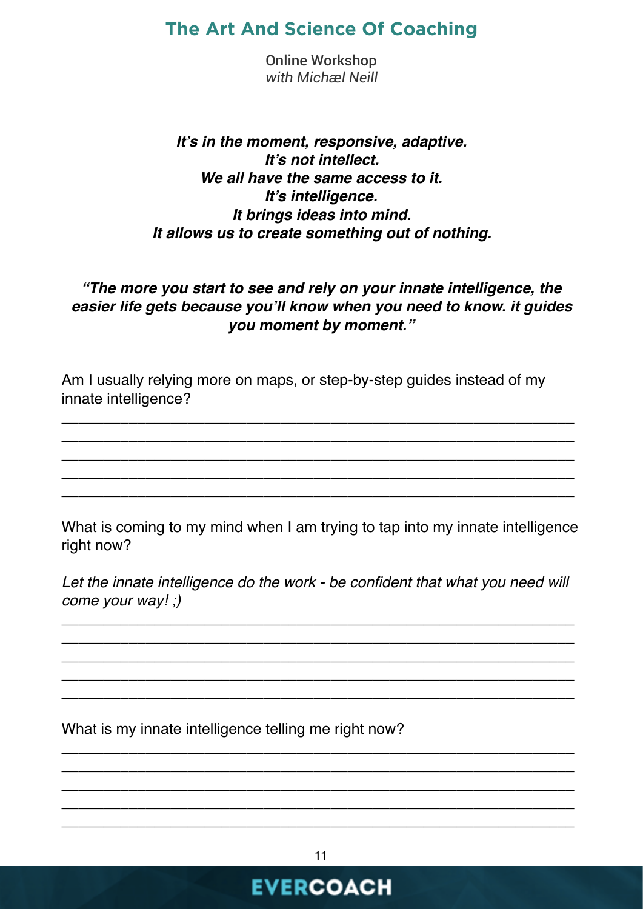# The Art And Science Of Coaching

**Online Workshop**
*with Michæl Neill*

***It's in the moment, responsive, adaptive.***
***It's not intellect.***
***We all have the same access to it.***
***It's intelligence.***
***It brings ideas into mind.***
***It allows us to create something out of nothing.***

***"The more you start to see and rely on your innate intelligence, the easier life gets because you'll know when you need to know. it guides you moment by moment."***

Am I usually relying more on maps, or step-by-step guides instead of my innate intelligence?

_____________________________________________________________
_____________________________________________________________
_____________________________________________________________
_____________________________________________________________
_____________________________________________________________

What is coming to my mind when I am trying to tap into my innate intelligence right now?

*Let the innate intelligence do the work - be confident that what you need will come your way! ;)*

_____________________________________________________________
_____________________________________________________________
_____________________________________________________________
_____________________________________________________________
_____________________________________________________________

What is my innate intelligence telling me right now?

_____________________________________________________________
_____________________________________________________________
_____________________________________________________________
_____________________________________________________________
_____________________________________________________________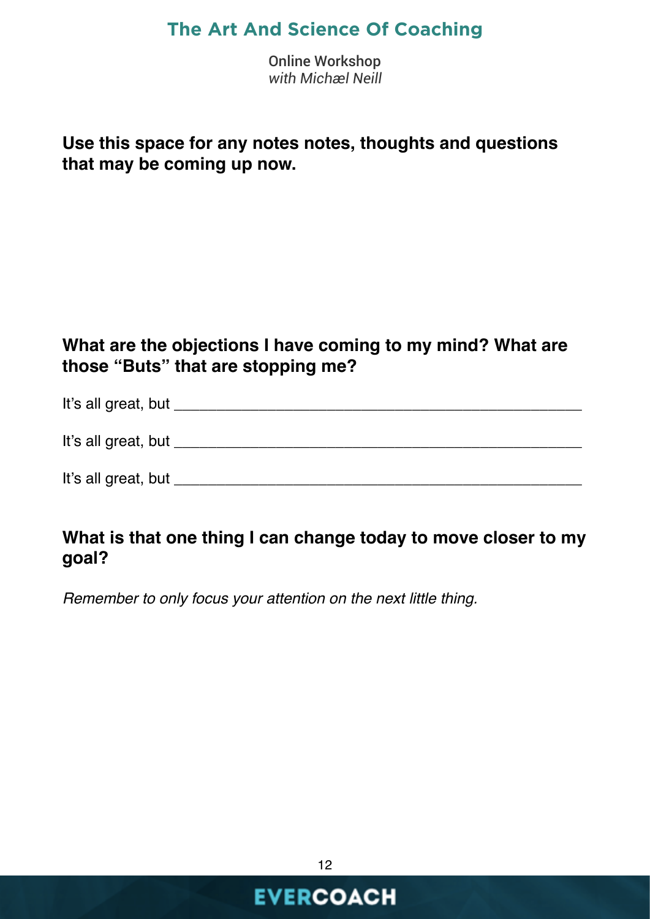**Use this space for any notes notes, thoughts and questions that may be coming up now.**

**What are the objections I have coming to my mind? What are those "Buts" that are stopping me?**

It's all great, but ____________________________________________

It's all great, but ____________________________________________

It's all great, but ____________________________________________

**What is that one thing I can change today to move closer to my goal?**

*Remember to only focus your attention on the next little thing.*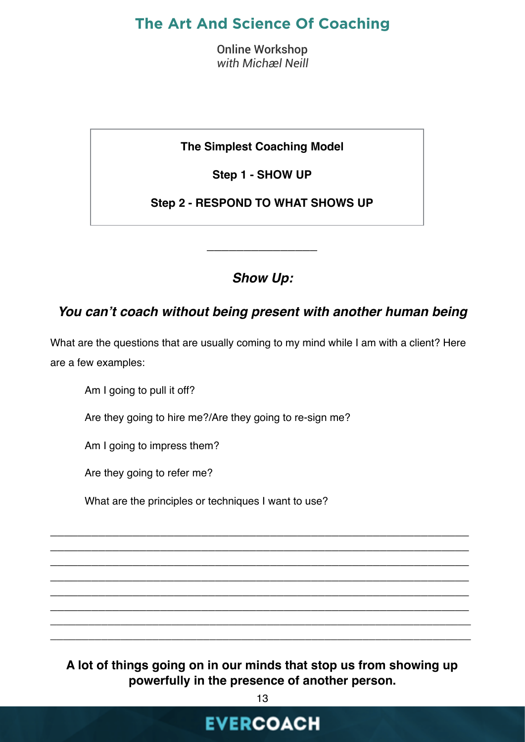**The Simplest Coaching Model**

**Step 1 - SHOW UP**

**Step 2 - RESPOND TO WHAT SHOWS UP**

---

### ***Show Up:***

### ***You can't coach without being present with another human being***

What are the questions that are usually coming to my mind while I am with a client? Here are a few examples:

Am I going to pull it off?

Are they going to hire me?/Are they going to re-sign me?

Am I going to impress them?

Are they going to refer me?

What are the principles or techniques I want to use?

________________________________________________________________________
________________________________________________________________________
________________________________________________________________________
________________________________________________________________________
________________________________________________________________________
________________________________________________________________________
________________________________________________________________________
________________________________________________________________________

**A lot of things going on in our minds that stop us from showing up powerfully in the presence of another person.**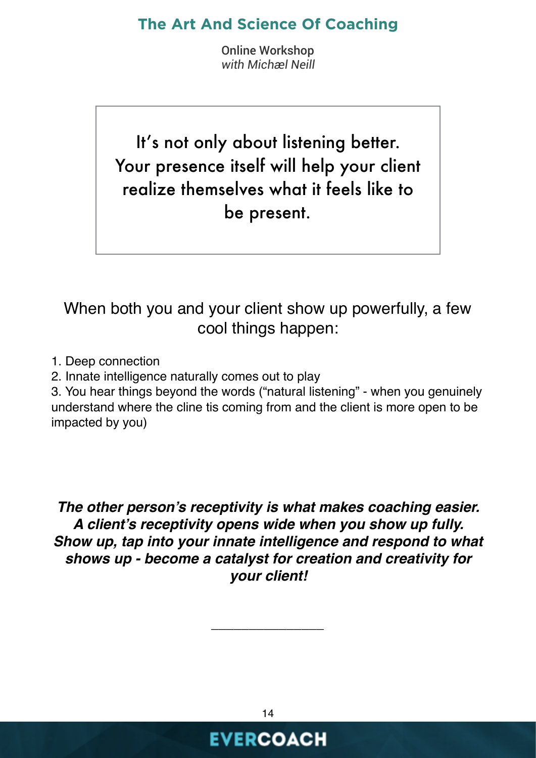> It's not only about listening better. Your presence itself will help your client realize themselves what it feels like to be present.

When both you and your client show up powerfully, a few cool things happen:

1. Deep connection
2. Innate intelligence naturally comes out to play
3. You hear things beyond the words ("natural listening" - when you genuinely understand where the cline tis coming from and the client is more open to be impacted by you)

***The other person's receptivity is what makes coaching easier. A client's receptivity opens wide when you show up fully. Show up, tap into your innate intelligence and respond to what shows up - become a catalyst for creation and creativity for your client!***

---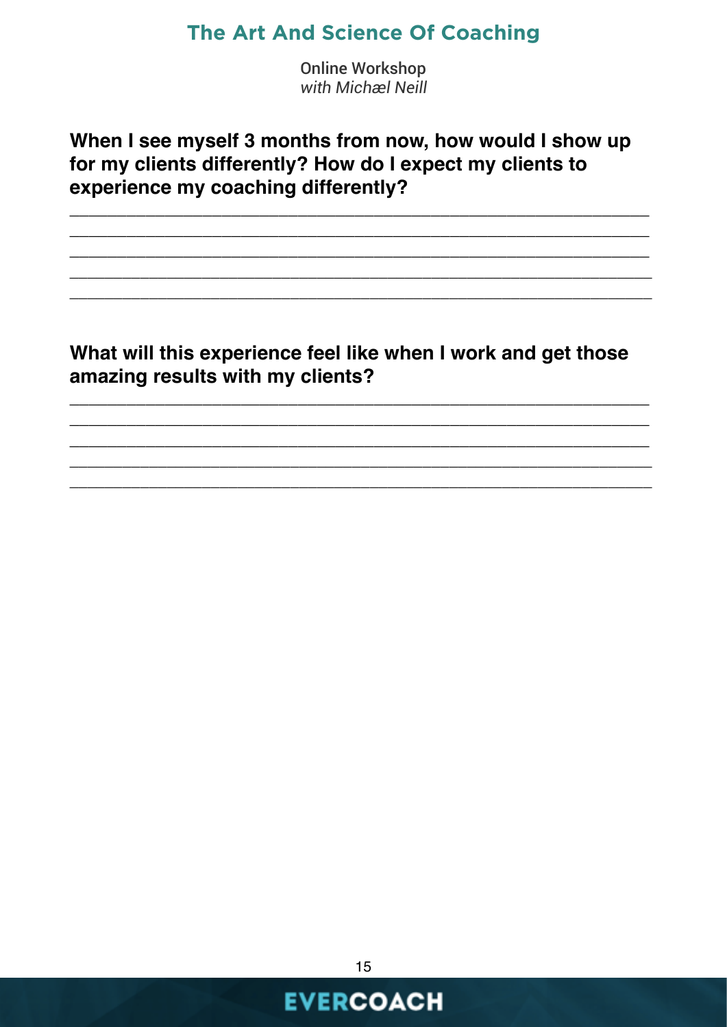**When I see myself 3 months from now, how would I show up for my clients differently? How do I expect my clients to experience my coaching differently?**

_______________________________________________________________
_______________________________________________________________
_______________________________________________________________
_______________________________________________________________
_______________________________________________________________

**What will this experience feel like when I work and get those amazing results with my clients?**

_______________________________________________________________
_______________________________________________________________
_______________________________________________________________
_______________________________________________________________
_______________________________________________________________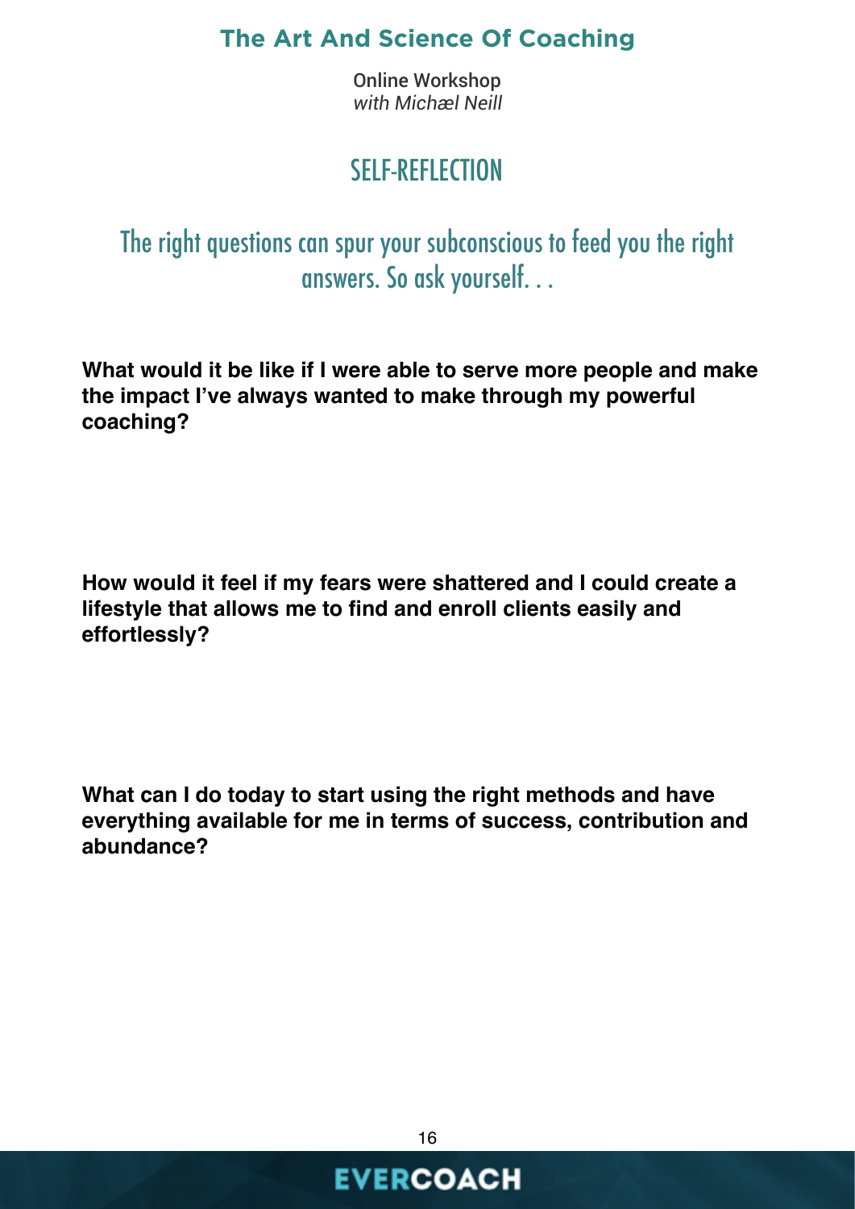# SELF-REFLECTION

## The right questions can spur your subconscious to feed you the right answers. So ask yourself. . .

**What would it be like if I were able to serve more people and make the impact I've always wanted to make through my powerful coaching?**

**How would it feel if my fears were shattered and I could create a lifestyle that allows me to find and enroll clients easily and effortlessly?**

**What can I do today to start using the right methods and have everything available for me in terms of success, contribution and abundance?**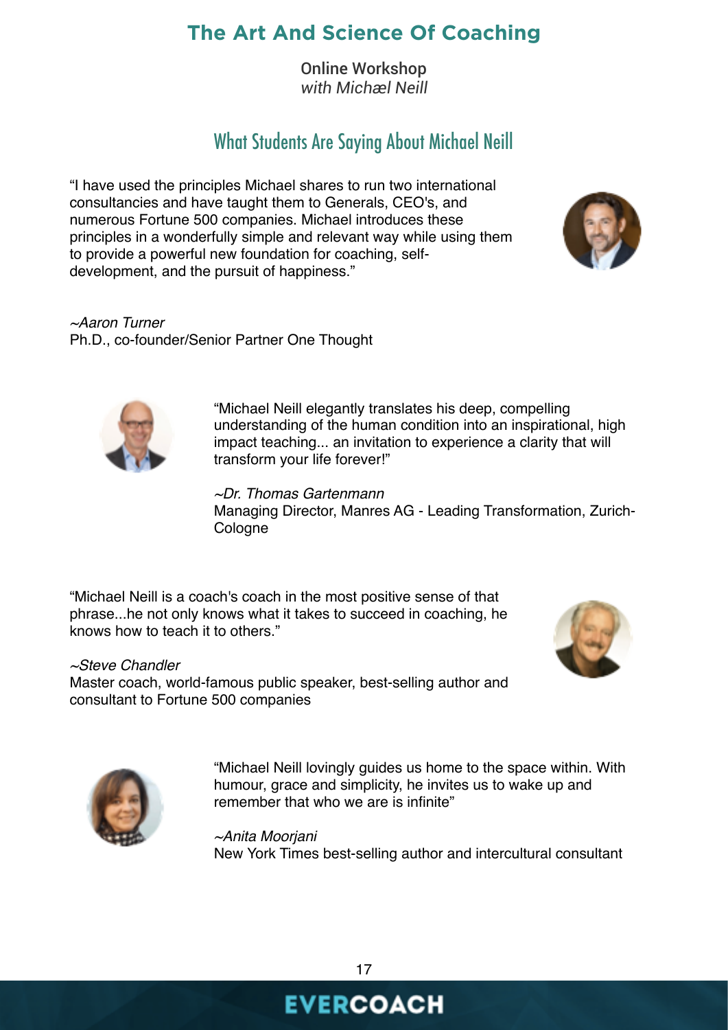# The Art And Science Of Coaching

**Online Workshop**
*with Michæl Neill*

## What Students Are Saying About Michael Neill

"I have used the principles Michael shares to run two international consultancies and have taught them to Generals, CEO's, and numerous Fortune 500 companies. Michael introduces these principles in a wonderfully simple and relevant way while using them to provide a powerful new foundation for coaching, self-development, and the pursuit of happiness."

*~Aaron Turner*
Ph.D., co-founder/Senior Partner One Thought

"Michael Neill elegantly translates his deep, compelling understanding of the human condition into an inspirational, high impact teaching... an invitation to experience a clarity that will transform your life forever!"

*~Dr. Thomas Gartenmann*
Managing Director, Manres AG - Leading Transformation, Zurich-Cologne

"Michael Neill is a coach's coach in the most positive sense of that phrase...he not only knows what it takes to succeed in coaching, he knows how to teach it to others."

*~Steve Chandler*
Master coach, world-famous public speaker, best-selling author and consultant to Fortune 500 companies

"Michael Neill lovingly guides us home to the space within. With humour, grace and simplicity, he invites us to wake up and remember that who we are is infinite"

*~Anita Moorjani*
New York Times best-selling author and intercultural consultant